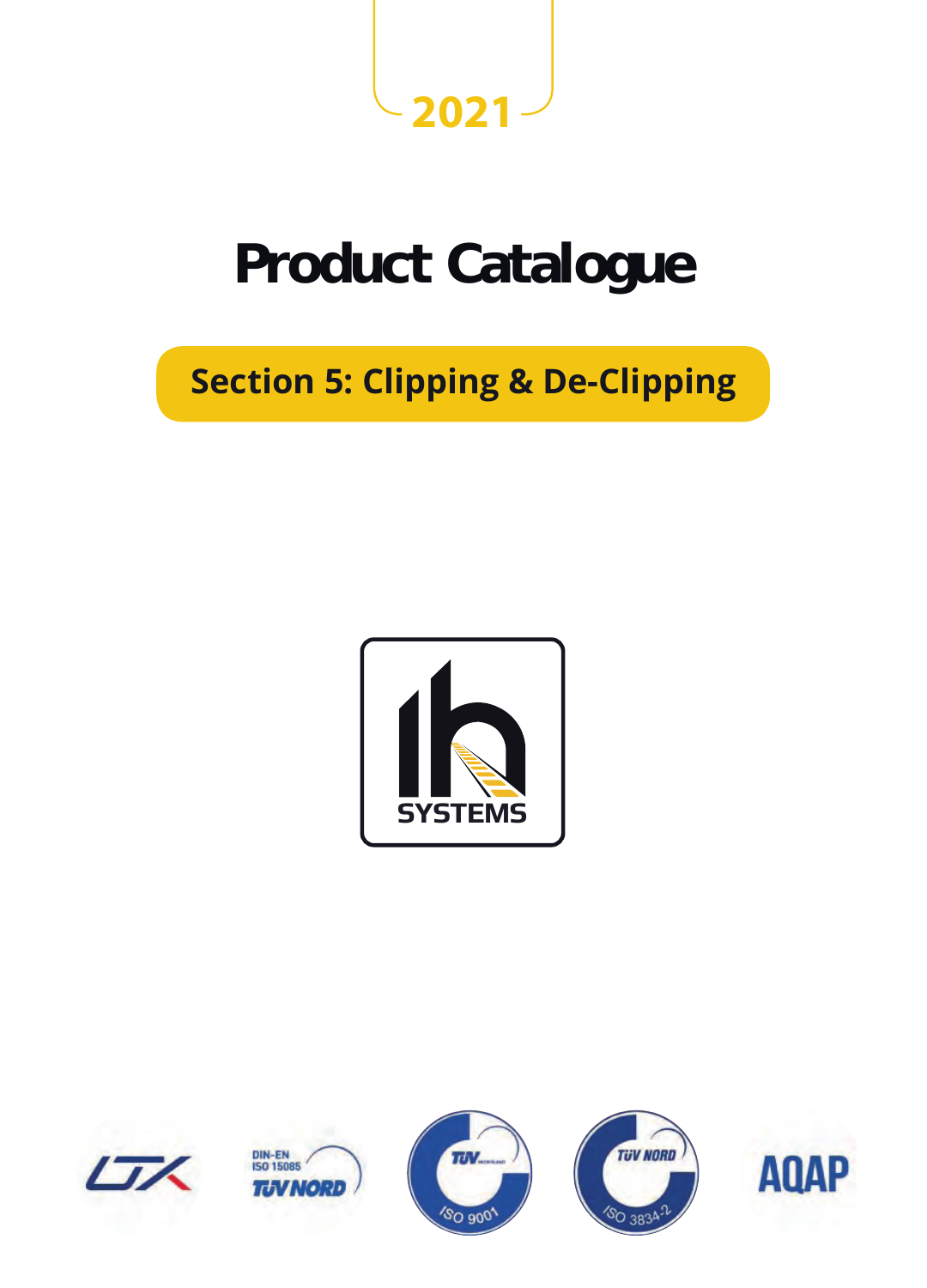2021

# Product Catalogue

## Section 5: Clipping & De-Clipping

SYSTEMS

DIN-EN ISO 15085 TÜV NORD

ISO 9001

TÜV NORD ISO 3834-2

AQAP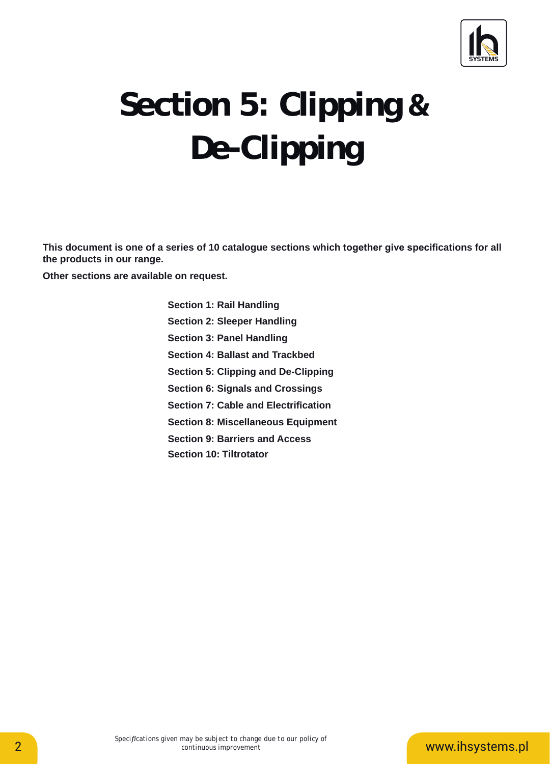# Section 5: Clipping & De-Clipping

**This document is one of a series of 10 catalogue sections which together give specifications for all the products in our range.**

**Other sections are available on request.**

**Section 1: Rail Handling**

**Section 2: Sleeper Handling**

**Section 3: Panel Handling**

**Section 4: Ballast and Trackbed**

**Section 5: Clipping and De-Clipping**

**Section 6: Signals and Crossings**

**Section 7: Cable and Electrification**

**Section 8: Miscellaneous Equipment**

**Section 9: Barriers and Access**

**Section 10: Tiltrotator**

*Specifications given may be subject to change due to our policy of continuous improvement*

www.ihsystems.pl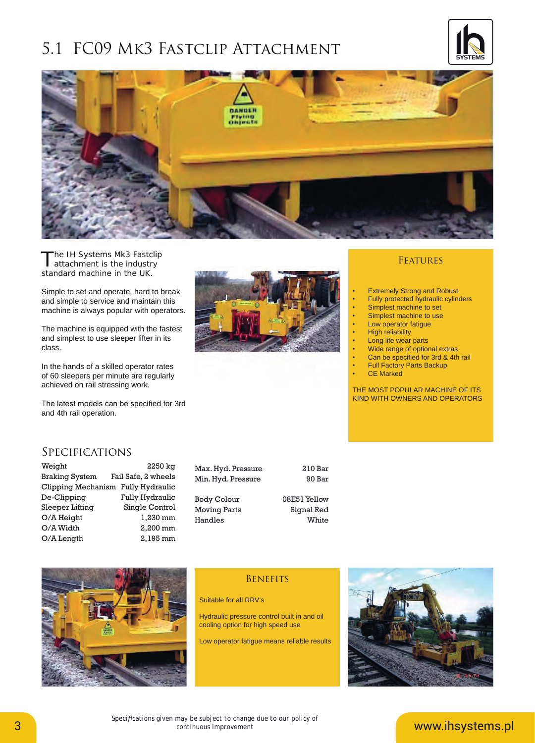# 5.1 FC09 Mk3 Fastclip Attachment

The IH Systems Mk3 Fastclip attachment is the industry standard machine in the UK.

Simple to set and operate, hard to break and simple to service and maintain this machine is always popular with operators.

The machine is equipped with the fastest and simplest to use sleeper lifter in its class.

In the hands of a skilled operator rates of 60 sleepers per minute are regularly achieved on rail stressing work.

The latest models can be specified for 3rd and 4th rail operation.

## Features

- Extremely Strong and Robust
- Fully protected hydraulic cylinders
- Simplest machine to set
- Simplest machine to use
- Low operator fatigue
- High reliability
- Long life wear parts
- Wide range of optional extras
- Can be specified for 3rd & 4th rail
- Full Factory Parts Backup
- CE Marked

THE MOST POPULAR MACHINE OF ITS KIND WITH OWNERS AND OPERATORS

## Specifications

| | |
|---|---|
| Weight | 2250 kg |
| Braking System | Fail Safe, 2 wheels |
| Clipping Mechanism | Fully Hydraulic |
| De-Clipping | Fully Hydraulic |
| Sleeper Lifting | Single Control |
| O/A Height | 1,230 mm |
| O/A Width | 2,200 mm |
| O/A Length | 2,195 mm |
| Max. Hyd. Pressure | 210 Bar |
| Min. Hyd. Pressure | 90 Bar |
| Body Colour | 08E51 Yellow |
| Moving Parts | Signal Red |
| Handles | White |

## Benefits

Suitable for all RRV's

Hydraulic pressure control built in and oil cooling option for high speed use

Low operator fatigue means reliable results

*Specifications given may be subject to change due to our policy of continuous improvement*

www.ihsystems.pl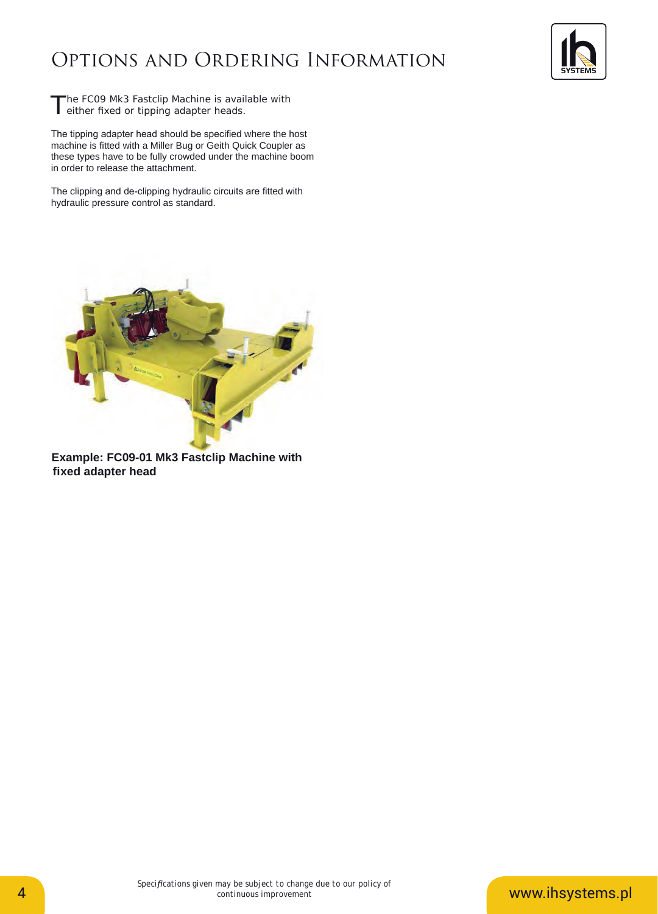# Options and Ordering Information

The FC09 Mk3 Fastclip Machine is available with either fixed or tipping adapter heads.

The tipping adapter head should be specified where the host machine is fitted with a Miller Bug or Geith Quick Coupler as these types have to be fully crowded under the machine boom in order to release the attachment.

The clipping and de-clipping hydraulic circuits are fitted with hydraulic pressure control as standard.

**Example: FC09-01 Mk3 Fastclip Machine with fixed adapter head**

*Specifications given may be subject to change due to our policy of continuous improvement*

www.ihsystems.pl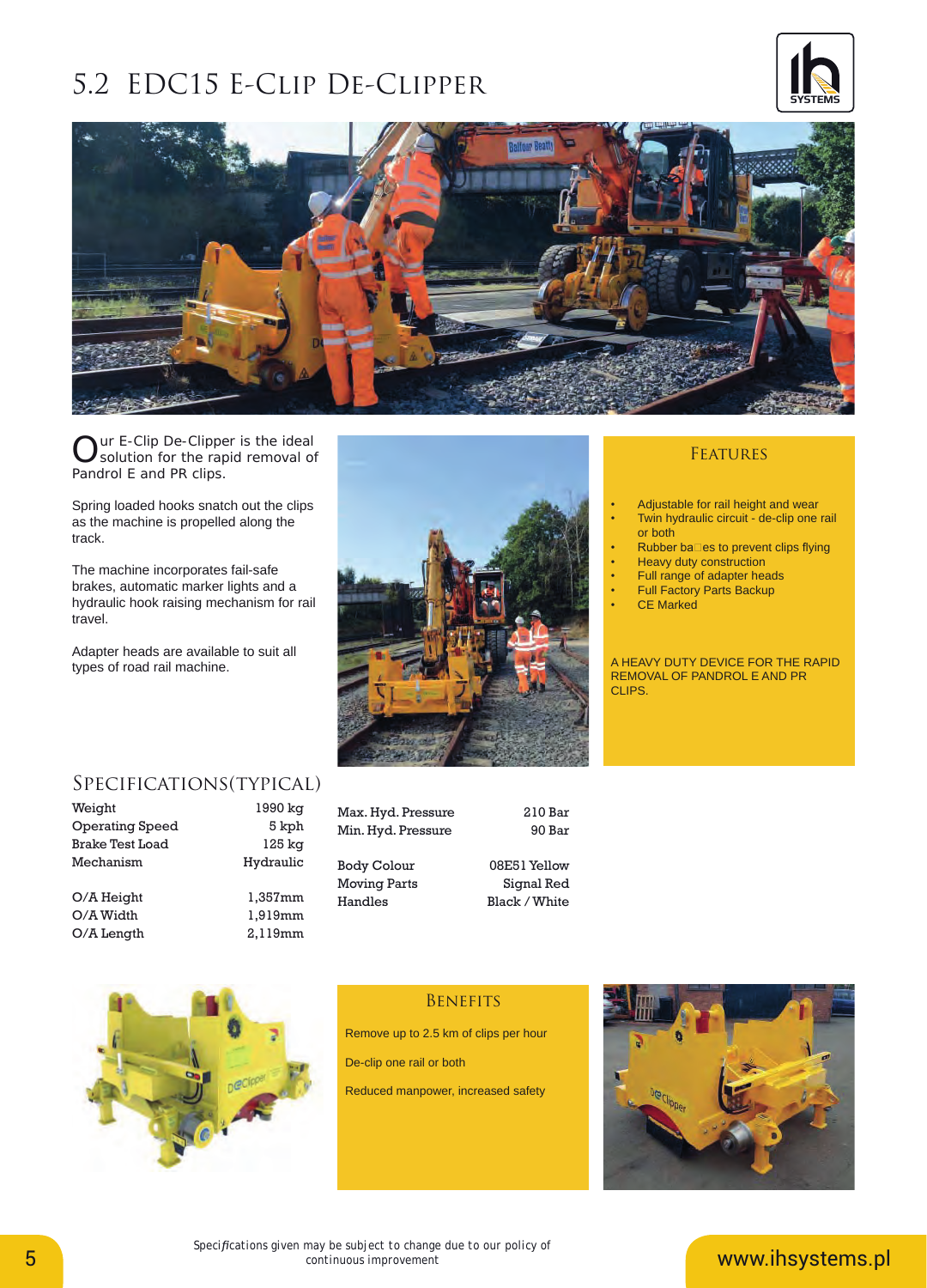# 5.2 EDC15 E-Clip De-Clipper

Our E-Clip De-Clipper is the ideal solution for the rapid removal of Pandrol E and PR clips.

Spring loaded hooks snatch out the clips as the machine is propelled along the track.

The machine incorporates fail-safe brakes, automatic marker lights and a hydraulic hook raising mechanism for rail travel.

Adapter heads are available to suit all types of road rail machine.

## Features

- Adjustable for rail height and wear
- Twin hydraulic circuit - de-clip one rail or both
- Rubber baffles to prevent clips flying
- Heavy duty construction
- Full range of adapter heads
- Full Factory Parts Backup
- CE Marked

A HEAVY DUTY DEVICE FOR THE RAPID REMOVAL OF PANDROL E AND PR CLIPS.

## Specifications (Typical)

| | |
|---|---|
| Weight | 1990 kg |
| Operating Speed | 5 kph |
| Brake Test Load | 125 kg |
| Mechanism | Hydraulic |
| O/A Height | 1,357mm |
| O/A Width | 1,919mm |
| O/A Length | 2,119mm |
| Max. Hyd. Pressure | 210 Bar |
| Min. Hyd. Pressure | 90 Bar |
| Body Colour | 08E51 Yellow |
| Moving Parts | Signal Red |
| Handles | Black / White |

## Benefits

Remove up to 2.5 km of clips per hour

De-clip one rail or both

Reduced manpower, increased safety

*Specifications given may be subject to change due to our policy of continuous improvement*

www.ihsystems.pl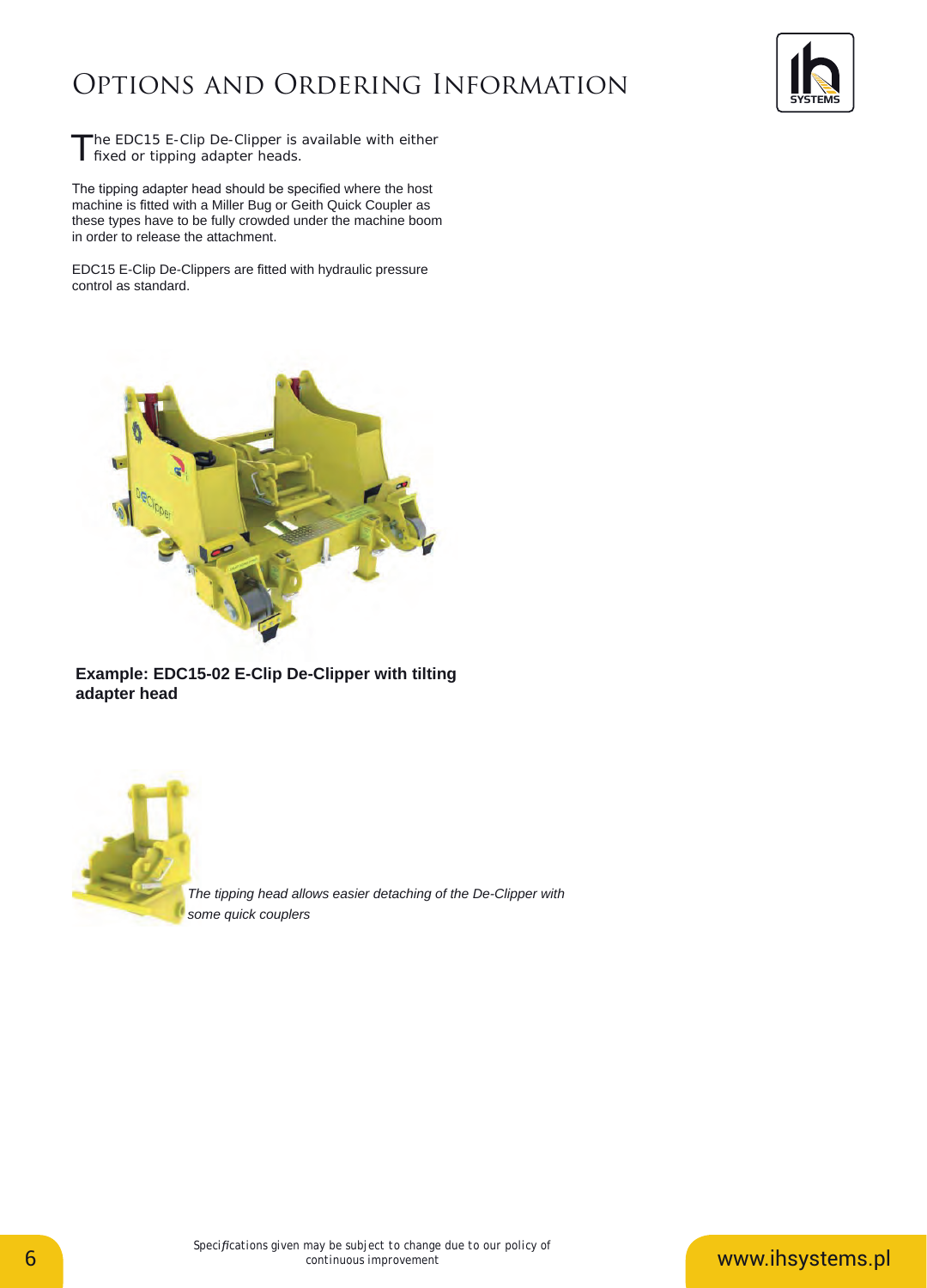# Options and Ordering Information

The EDC15 E-Clip De-Clipper is available with either fixed or tipping adapter heads.

The tipping adapter head should be specified where the host machine is fitted with a Miller Bug or Geith Quick Coupler as these types have to be fully crowded under the machine boom in order to release the attachment.

EDC15 E-Clip De-Clippers are fitted with hydraulic pressure control as standard.

**Example: EDC15-02 E-Clip De-Clipper with tilting adapter head**

*The tipping head allows easier detaching of the De-Clipper with some quick couplers*

Specifications given may be subject to change due to our policy of continuous improvement

www.ihsystems.pl